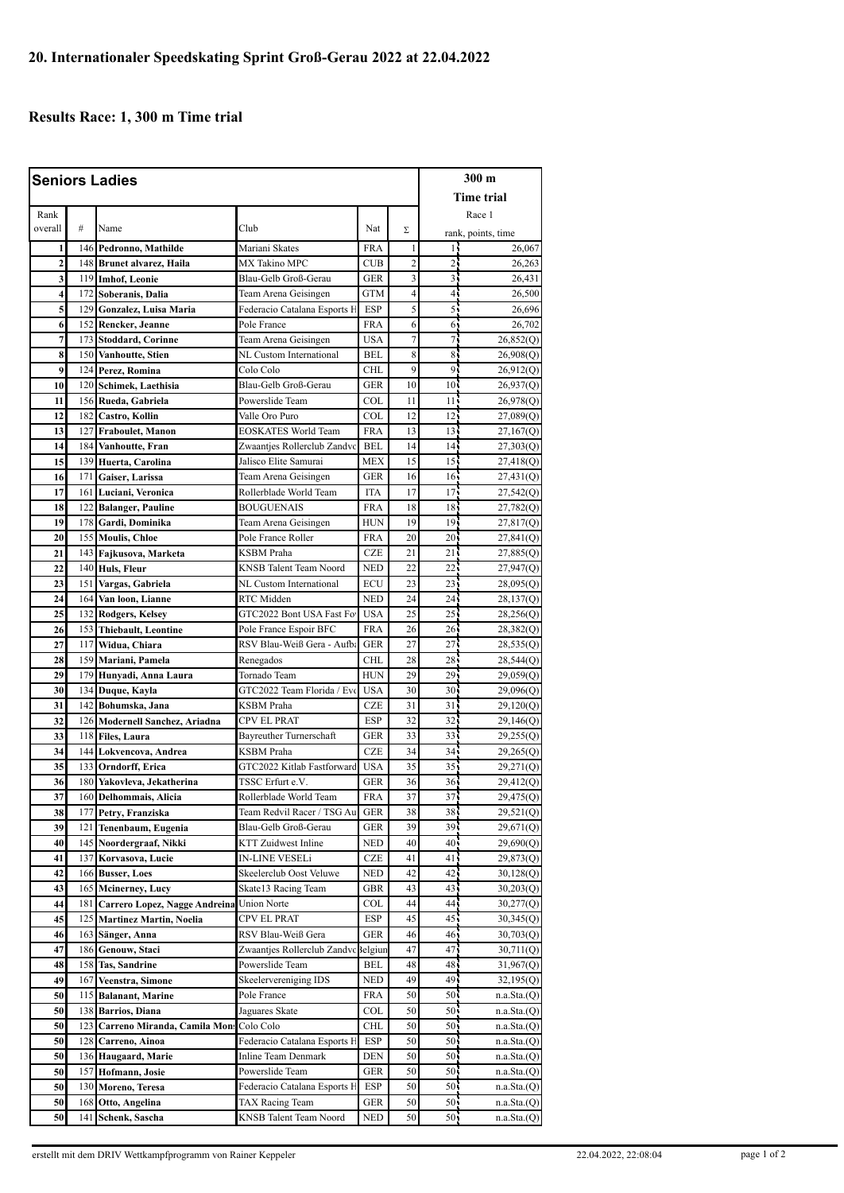## 20. Internationaler Speedskating Sprint Groß-Gerau 2022 at 22.04.2022

## Results Race: 1, 300 m Time trial

| Seniors Ladies | | | | | | 300 m Time trial | |
|---|---|---|---|---|---|---|---|
| Rank overall | # | Name | Club | Nat | Σ | Race 1 rank, points, time | |
| 1 | 146 | **Pedronno, Mathilde** | Mariani Skates | FRA | 1 | 1 | 26,067 |
| 2 | 148 | **Brunet alvarez, Haila** | MX Takino MPC | CUB | 2 | 2 | 26,263 |
| 3 | 119 | **Imhof, Leonie** | Blau-Gelb Groß-Gerau | GER | 3 | 3 | 26,431 |
| 4 | 172 | **Soberanis, Dalia** | Team Arena Geisingen | GTM | 4 | 4 | 26,500 |
| 5 | 129 | **Gonzalez, Luisa Maria** | Federacio Catalana Esports H | ESP | 5 | 5 | 26,696 |
| 6 | 152 | **Rencker, Jeanne** | Pole France | FRA | 6 | 6 | 26,702 |
| 7 | 173 | **Stoddard, Corinne** | Team Arena Geisingen | USA | 7 | 7 | 26,852(Q) |
| 8 | 150 | **Vanhoutte, Stien** | NL Custom International | BEL | 8 | 8 | 26,908(Q) |
| 9 | 124 | **Perez, Romina** | Colo Colo | CHL | 9 | 9 | 26,912(Q) |
| 10 | 120 | **Schimek, Laethisia** | Blau-Gelb Groß-Gerau | GER | 10 | 10 | 26,937(Q) |
| 11 | 156 | **Rueda, Gabriela** | Powerslide Team | COL | 11 | 11 | 26,978(Q) |
| 12 | 182 | **Castro, Kollin** | Valle Oro Puro | COL | 12 | 12 | 27,089(Q) |
| 13 | 127 | **Fraboulet, Manon** | EOSKATES World Team | FRA | 13 | 13 | 27,167(Q) |
| 14 | 184 | **Vanhoutte, Fran** | Zwaantjes Rollerclub Zandvo | BEL | 14 | 14 | 27,303(Q) |
| 15 | 139 | **Huerta, Carolina** | Jalisco Elite Samurai | MEX | 15 | 15 | 27,418(Q) |
| 16 | 171 | **Gaiser, Larissa** | Team Arena Geisingen | GER | 16 | 16 | 27,431(Q) |
| 17 | 161 | **Luciani, Veronica** | Rollerblade World Team | ITA | 17 | 17 | 27,542(Q) |
| 18 | 122 | **Balanger, Pauline** | BOUGUENAIS | FRA | 18 | 18 | 27,782(Q) |
| 19 | 178 | **Gardi, Dominika** | Team Arena Geisingen | HUN | 19 | 19 | 27,817(Q) |
| 20 | 155 | **Moulis, Chloe** | Pole France Roller | FRA | 20 | 20 | 27,841(Q) |
| 21 | 143 | **Fajkusova, Marketa** | KSBM Praha | CZE | 21 | 21 | 27,885(Q) |
| 22 | 140 | **Huls, Fleur** | KNSB Talent Team Noord | NED | 22 | 22 | 27,947(Q) |
| 23 | 151 | **Vargas, Gabriela** | NL Custom International | ECU | 23 | 23 | 28,095(Q) |
| 24 | 164 | **Van loon, Lianne** | RTC Midden | NED | 24 | 24 | 28,137(Q) |
| 25 | 132 | **Rodgers, Kelsey** | GTC2022 Bont USA Fast Fo | USA | 25 | 25 | 28,256(Q) |
| 26 | 153 | **Thiebault, Leontine** | Pole France Espoir BFC | FRA | 26 | 26 | 28,382(Q) |
| 27 | 117 | **Widua, Chiara** | RSV Blau-Weiß Gera - Aufba | GER | 27 | 27 | 28,535(Q) |
| 28 | 159 | **Mariani, Pamela** | Renegados | CHL | 28 | 28 | 28,544(Q) |
| 29 | 179 | **Hunyadi, Anna Laura** | Tornado Team | HUN | 29 | 29 | 29,059(Q) |
| 30 | 134 | **Duque, Kayla** | GTC2022 Team Florida / Evo | USA | 30 | 30 | 29,096(Q) |
| 31 | 142 | **Bohumska, Jana** | KSBM Praha | CZE | 31 | 31 | 29,120(Q) |
| 32 | 126 | **Modernell Sanchez, Ariadna** | CPV EL PRAT | ESP | 32 | 32 | 29,146(Q) |
| 33 | 118 | **Files, Laura** | Bayreuther Turnerschaft | GER | 33 | 33 | 29,255(Q) |
| 34 | 144 | **Lokvencova, Andrea** | KSBM Praha | CZE | 34 | 34 | 29,265(Q) |
| 35 | 133 | **Orndorff, Erica** | GTC2022 Kitlab Fastforward | USA | 35 | 35 | 29,271(Q) |
| 36 | 180 | **Yakovleva, Jekatherina** | TSSC Erfurt e.V. | GER | 36 | 36 | 29,412(Q) |
| 37 | 160 | **Delhommais, Alicia** | Rollerblade World Team | FRA | 37 | 37 | 29,475(Q) |
| 38 | 177 | **Petry, Franziska** | Team Redvil Racer / TSG Au | GER | 38 | 38 | 29,521(Q) |
| 39 | 121 | **Tenenbaum, Eugenia** | Blau-Gelb Groß-Gerau | GER | 39 | 39 | 29,671(Q) |
| 40 | 145 | **Noordergraaf, Nikki** | KTT Zuidwest Inline | NED | 40 | 40 | 29,690(Q) |
| 41 | 137 | **Korvasova, Lucie** | IN-LINE VESELi | CZE | 41 | 41 | 29,873(Q) |
| 42 | 166 | **Busser, Loes** | Skeelerclub Oost Veluwe | NED | 42 | 42 | 30,128(Q) |
| 43 | 165 | **Mcinerney, Lucy** | Skate13 Racing Team | GBR | 43 | 43 | 30,203(Q) |
| 44 | 181 | **Carrero Lopez, Nagge Andreina** | Union Norte | COL | 44 | 44 | 30,277(Q) |
| 45 | 125 | **Martinez Martin, Noelia** | CPV EL PRAT | ESP | 45 | 45 | 30,345(Q) |
| 46 | 163 | **Sänger, Anna** | RSV Blau-Weiß Gera | GER | 46 | 46 | 30,703(Q) |
| 47 | 186 | **Genouw, Staci** | Zwaantjes Rollerclub Zandvo | Belgium | 47 | 47 | 30,711(Q) |
| 48 | 158 | **Tas, Sandrine** | Powerslide Team | BEL | 48 | 48 | 31,967(Q) |
| 49 | 167 | **Veenstra, Simone** | Skeelervereniging IDS | NED | 49 | 49 | 32,195(Q) |
| 50 | 115 | **Balanant, Marine** | Pole France | FRA | 50 | 50 | n.a.Sta.(Q) |
| 50 | 138 | **Barrios, Diana** | Jaguares Skate | COL | 50 | 50 | n.a.Sta.(Q) |
| 50 | 123 | **Carreno Miranda, Camila Mons** | Colo Colo | CHL | 50 | 50 | n.a.Sta.(Q) |
| 50 | 128 | **Carreno, Ainoa** | Federacio Catalana Esports H | ESP | 50 | 50 | n.a.Sta.(Q) |
| 50 | 136 | **Haugaard, Marie** | Inline Team Denmark | DEN | 50 | 50 | n.a.Sta.(Q) |
| 50 | 157 | **Hofmann, Josie** | Powerslide Team | GER | 50 | 50 | n.a.Sta.(Q) |
| 50 | 130 | **Moreno, Teresa** | Federacio Catalana Esports H | ESP | 50 | 50 | n.a.Sta.(Q) |
| 50 | 168 | **Otto, Angelina** | TAX Racing Team | GER | 50 | 50 | n.a.Sta.(Q) |
| 50 | 141 | **Schenk, Sascha** | KNSB Talent Team Noord | NED | 50 | 50 | n.a.Sta.(Q) |

erstellt mit dem DRIV Wettkampfprogramm von Rainer Keppeler — 22.04.2022, 22:08:04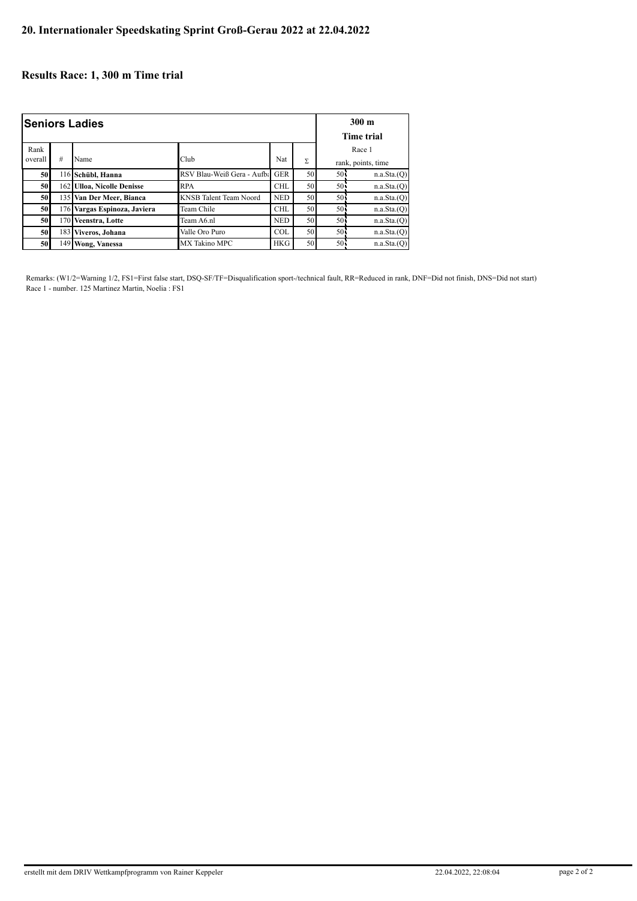## 20. Internationaler Speedskating Sprint Groß-Gerau 2022 at 22.04.2022

### Results Race: 1, 300 m Time trial

| Seniors Ladies | | | | | | 300 m Time trial | |
|---|---|---|---|---|---|---|---|
| Rank overall | # | Name | Club | Nat | Σ | Race 1 rank, points, time | |
| **50** | 116 | **Schübl, Hanna** | RSV Blau-Weiß Gera - Aufba | GER | 50 | 50 | n.a.Sta.(Q) |
| **50** | 162 | **Ulloa, Nicolle Denisse** | RPA | CHL | 50 | 50 | n.a.Sta.(Q) |
| **50** | 135 | **Van Der Meer, Bianca** | KNSB Talent Team Noord | NED | 50 | 50 | n.a.Sta.(Q) |
| **50** | 176 | **Vargas Espinoza, Javiera** | Team Chile | CHL | 50 | 50 | n.a.Sta.(Q) |
| **50** | 170 | **Veenstra, Lotte** | Team A6.nl | NED | 50 | 50 | n.a.Sta.(Q) |
| **50** | 183 | **Viveros, Johana** | Valle Oro Puro | COL | 50 | 50 | n.a.Sta.(Q) |
| **50** | 149 | **Wong, Vanessa** | MX Takino MPC | HKG | 50 | 50 | n.a.Sta.(Q) |

Remarks: (W1/2=Warning 1/2, FS1=First false start, DSQ-SF/TF=Disqualification sport-/technical fault, RR=Reduced in rank, DNF=Did not finish, DNS=Did not start)
Race 1 - number. 125 Martinez Martin, Noelia : FS1

erstellt mit dem DRIV Wettkampfprogramm von Rainer Keppeler 22.04.2022, 22:08:04